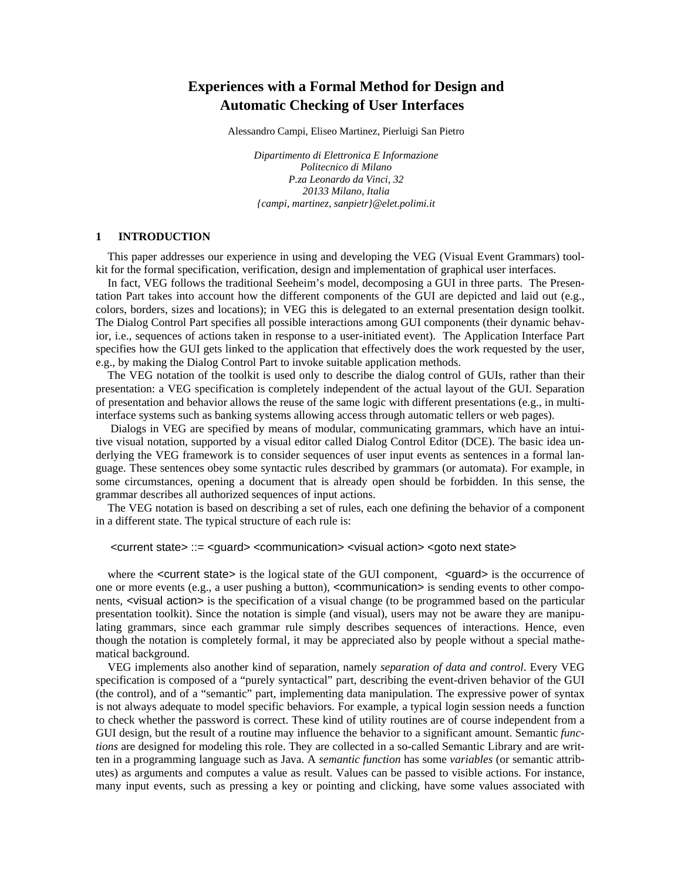# Experiences with a Formal Method for Design and Automatic Checking of User Interfaces

Alessandro Campi, Eliseo Martinez, Pierluigi San Pietro

*Dipartimento di Elettronica E Informazione*
*Politecnico di Milano*
*P.za Leonardo da Vinci, 32*
*20133 Milano, Italia*
*{campi, martinez, sanpietr}@elet.polimi.it*

## 1 INTRODUCTION

This paper addresses our experience in using and developing the VEG (Visual Event Grammars) toolkit for the formal specification, verification, design and implementation of graphical user interfaces.

In fact, VEG follows the traditional Seeheim's model, decomposing a GUI in three parts. The Presentation Part takes into account how the different components of the GUI are depicted and laid out (e.g., colors, borders, sizes and locations); in VEG this is delegated to an external presentation design toolkit. The Dialog Control Part specifies all possible interactions among GUI components (their dynamic behavior, i.e., sequences of actions taken in response to a user-initiated event). The Application Interface Part specifies how the GUI gets linked to the application that effectively does the work requested by the user, e.g., by making the Dialog Control Part to invoke suitable application methods.

The VEG notation of the toolkit is used only to describe the dialog control of GUIs, rather than their presentation: a VEG specification is completely independent of the actual layout of the GUI. Separation of presentation and behavior allows the reuse of the same logic with different presentations (e.g., in multi-interface systems such as banking systems allowing access through automatic tellers or web pages).

Dialogs in VEG are specified by means of modular, communicating grammars, which have an intuitive visual notation, supported by a visual editor called Dialog Control Editor (DCE). The basic idea underlying the VEG framework is to consider sequences of user input events as sentences in a formal language. These sentences obey some syntactic rules described by grammars (or automata). For example, in some circumstances, opening a document that is already open should be forbidden. In this sense, the grammar describes all authorized sequences of input actions.

The VEG notation is based on describing a set of rules, each one defining the behavior of a component in a different state. The typical structure of each rule is:

```
<current state> ::= <guard> <communication> <visual action> <goto next state>
```

where the <current state> is the logical state of the GUI component, <guard> is the occurrence of one or more events (e.g., a user pushing a button), <communication> is sending events to other components, <visual action> is the specification of a visual change (to be programmed based on the particular presentation toolkit). Since the notation is simple (and visual), users may not be aware they are manipulating grammars, since each grammar rule simply describes sequences of interactions. Hence, even though the notation is completely formal, it may be appreciated also by people without a special mathematical background.

VEG implements also another kind of separation, namely *separation of data and control*. Every VEG specification is composed of a "purely syntactical" part, describing the event-driven behavior of the GUI (the control), and of a "semantic" part, implementing data manipulation. The expressive power of syntax is not always adequate to model specific behaviors. For example, a typical login session needs a function to check whether the password is correct. These kind of utility routines are of course independent from a GUI design, but the result of a routine may influence the behavior to a significant amount. Semantic *functions* are designed for modeling this role. They are collected in a so-called Semantic Library and are written in a programming language such as Java. A *semantic function* has some *variables* (or semantic attributes) as arguments and computes a value as result. Values can be passed to visible actions. For instance, many input events, such as pressing a key or pointing and clicking, have some values associated with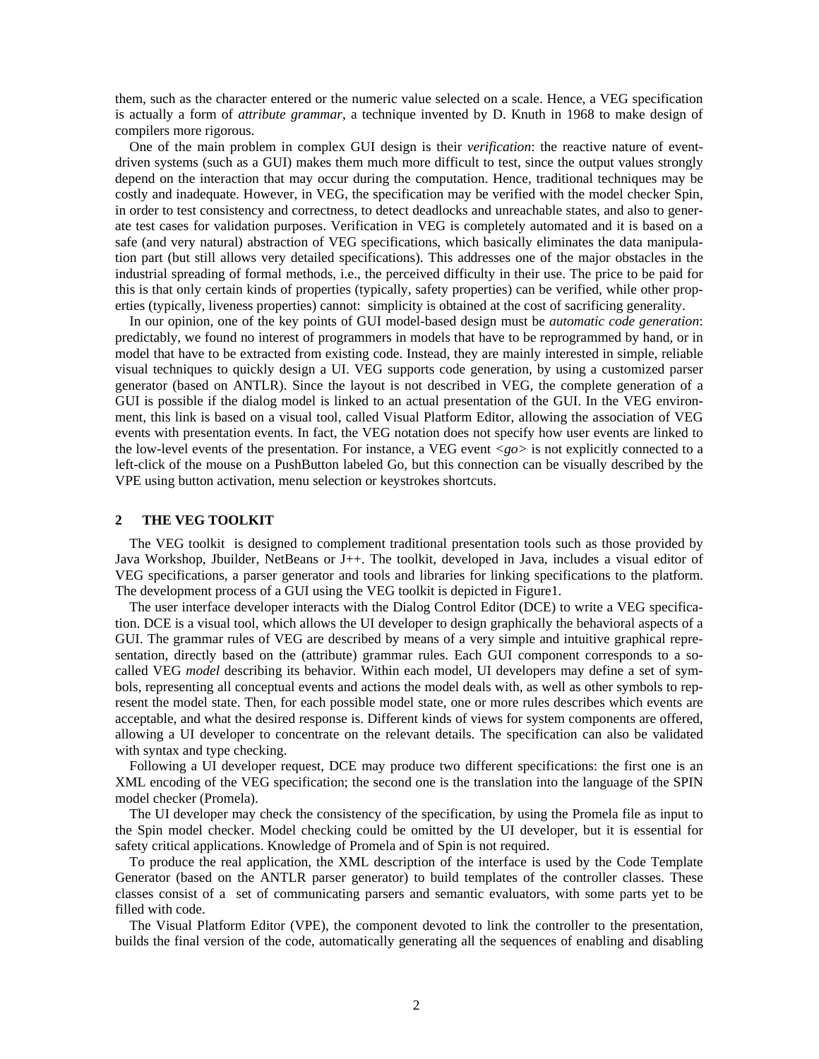them, such as the character entered or the numeric value selected on a scale. Hence, a VEG specification is actually a form of *attribute grammar*, a technique invented by D. Knuth in 1968 to make design of compilers more rigorous.

One of the main problem in complex GUI design is their *verification*: the reactive nature of event-driven systems (such as a GUI) makes them much more difficult to test, since the output values strongly depend on the interaction that may occur during the computation. Hence, traditional techniques may be costly and inadequate. However, in VEG, the specification may be verified with the model checker Spin, in order to test consistency and correctness, to detect deadlocks and unreachable states, and also to generate test cases for validation purposes. Verification in VEG is completely automated and it is based on a safe (and very natural) abstraction of VEG specifications, which basically eliminates the data manipulation part (but still allows very detailed specifications). This addresses one of the major obstacles in the industrial spreading of formal methods, i.e., the perceived difficulty in their use. The price to be paid for this is that only certain kinds of properties (typically, safety properties) can be verified, while other properties (typically, liveness properties) cannot: simplicity is obtained at the cost of sacrificing generality.

In our opinion, one of the key points of GUI model-based design must be *automatic code generation*: predictably, we found no interest of programmers in models that have to be reprogrammed by hand, or in model that have to be extracted from existing code. Instead, they are mainly interested in simple, reliable visual techniques to quickly design a UI. VEG supports code generation, by using a customized parser generator (based on ANTLR). Since the layout is not described in VEG, the complete generation of a GUI is possible if the dialog model is linked to an actual presentation of the GUI. In the VEG environment, this link is based on a visual tool, called Visual Platform Editor, allowing the association of VEG events with presentation events. In fact, the VEG notation does not specify how user events are linked to the low-level events of the presentation. For instance, a VEG event *<go>* is not explicitly connected to a left-click of the mouse on a PushButton labeled Go, but this connection can be visually described by the VPE using button activation, menu selection or keystrokes shortcuts.

## 2 THE VEG TOOLKIT

The VEG toolkit is designed to complement traditional presentation tools such as those provided by Java Workshop, Jbuilder, NetBeans or J++. The toolkit, developed in Java, includes a visual editor of VEG specifications, a parser generator and tools and libraries for linking specifications to the platform. The development process of a GUI using the VEG toolkit is depicted in Figure1.

The user interface developer interacts with the Dialog Control Editor (DCE) to write a VEG specification. DCE is a visual tool, which allows the UI developer to design graphically the behavioral aspects of a GUI. The grammar rules of VEG are described by means of a very simple and intuitive graphical representation, directly based on the (attribute) grammar rules. Each GUI component corresponds to a so-called VEG *model* describing its behavior. Within each model, UI developers may define a set of symbols, representing all conceptual events and actions the model deals with, as well as other symbols to represent the model state. Then, for each possible model state, one or more rules describes which events are acceptable, and what the desired response is. Different kinds of views for system components are offered, allowing a UI developer to concentrate on the relevant details. The specification can also be validated with syntax and type checking.

Following a UI developer request, DCE may produce two different specifications: the first one is an XML encoding of the VEG specification; the second one is the translation into the language of the SPIN model checker (Promela).

The UI developer may check the consistency of the specification, by using the Promela file as input to the Spin model checker. Model checking could be omitted by the UI developer, but it is essential for safety critical applications. Knowledge of Promela and of Spin is not required.

To produce the real application, the XML description of the interface is used by the Code Template Generator (based on the ANTLR parser generator) to build templates of the controller classes. These classes consist of a set of communicating parsers and semantic evaluators, with some parts yet to be filled with code.

The Visual Platform Editor (VPE), the component devoted to link the controller to the presentation, builds the final version of the code, automatically generating all the sequences of enabling and disabling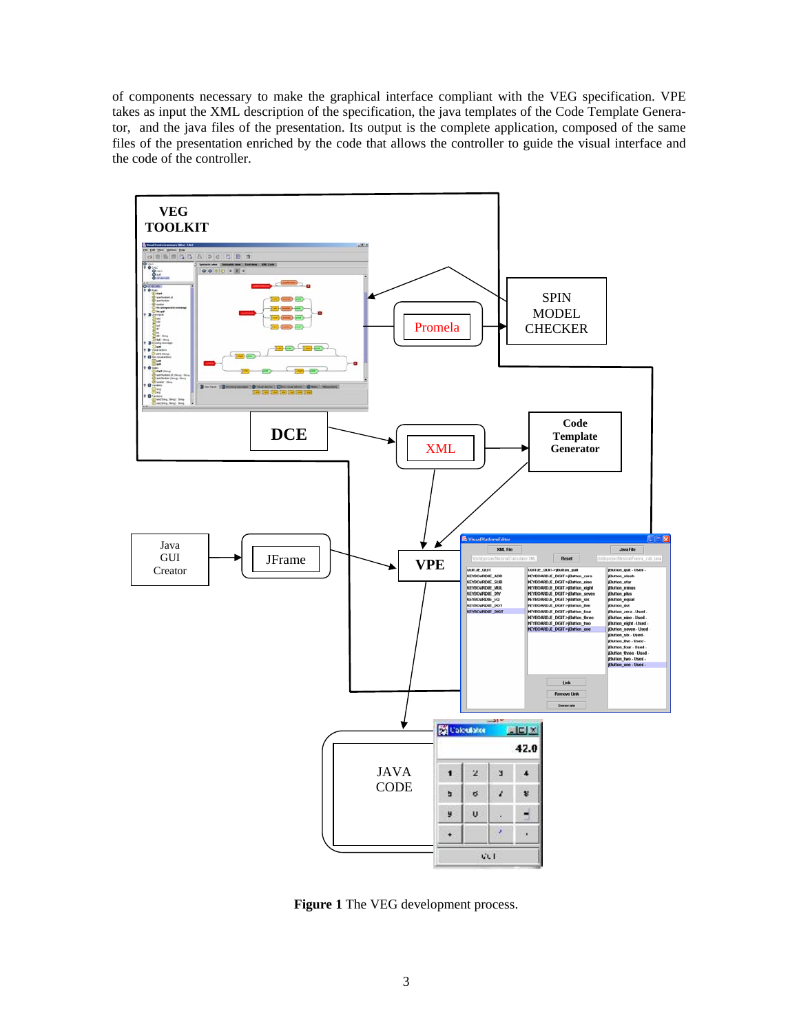of components necessary to make the graphical interface compliant with the VEG specification. VPE takes as input the XML description of the specification, the java templates of the Code Template Generator, and the java files of the presentation. Its output is the complete application, composed of the same files of the presentation enriched by the code that allows the controller to guide the visual interface and the code of the controller.

**Figure 1** The VEG development process.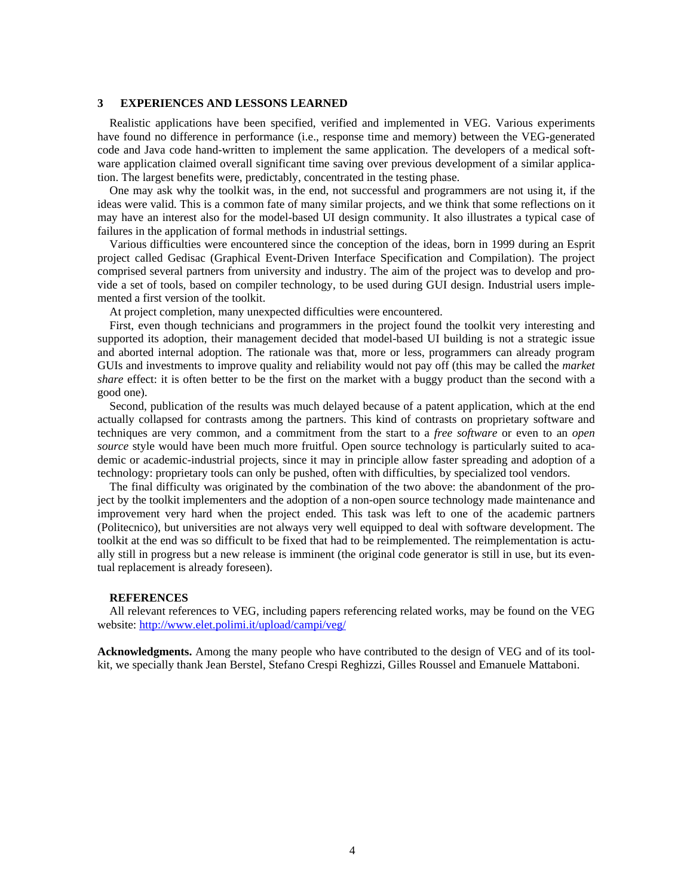## 3 EXPERIENCES AND LESSONS LEARNED

Realistic applications have been specified, verified and implemented in VEG. Various experiments have found no difference in performance (i.e., response time and memory) between the VEG-generated code and Java code hand-written to implement the same application. The developers of a medical software application claimed overall significant time saving over previous development of a similar application. The largest benefits were, predictably, concentrated in the testing phase.

One may ask why the toolkit was, in the end, not successful and programmers are not using it, if the ideas were valid. This is a common fate of many similar projects, and we think that some reflections on it may have an interest also for the model-based UI design community. It also illustrates a typical case of failures in the application of formal methods in industrial settings.

Various difficulties were encountered since the conception of the ideas, born in 1999 during an Esprit project called Gedisac (Graphical Event-Driven Interface Specification and Compilation). The project comprised several partners from university and industry. The aim of the project was to develop and provide a set of tools, based on compiler technology, to be used during GUI design. Industrial users implemented a first version of the toolkit.

At project completion, many unexpected difficulties were encountered.

First, even though technicians and programmers in the project found the toolkit very interesting and supported its adoption, their management decided that model-based UI building is not a strategic issue and aborted internal adoption. The rationale was that, more or less, programmers can already program GUIs and investments to improve quality and reliability would not pay off (this may be called the *market share* effect: it is often better to be the first on the market with a buggy product than the second with a good one).

Second, publication of the results was much delayed because of a patent application, which at the end actually collapsed for contrasts among the partners. This kind of contrasts on proprietary software and techniques are very common, and a commitment from the start to a *free software* or even to an *open source* style would have been much more fruitful. Open source technology is particularly suited to academic or academic-industrial projects, since it may in principle allow faster spreading and adoption of a technology: proprietary tools can only be pushed, often with difficulties, by specialized tool vendors.

The final difficulty was originated by the combination of the two above: the abandonment of the project by the toolkit implementers and the adoption of a non-open source technology made maintenance and improvement very hard when the project ended. This task was left to one of the academic partners (Politecnico), but universities are not always very well equipped to deal with software development. The toolkit at the end was so difficult to be fixed that had to be reimplemented. The reimplementation is actually still in progress but a new release is imminent (the original code generator is still in use, but its eventual replacement is already foreseen).

### REFERENCES

All relevant references to VEG, including papers referencing related works, may be found on the VEG website: http://www.elet.polimi.it/upload/campi/veg/

**Acknowledgments.** Among the many people who have contributed to the design of VEG and of its toolkit, we specially thank Jean Berstel, Stefano Crespi Reghizzi, Gilles Roussel and Emanuele Mattaboni.